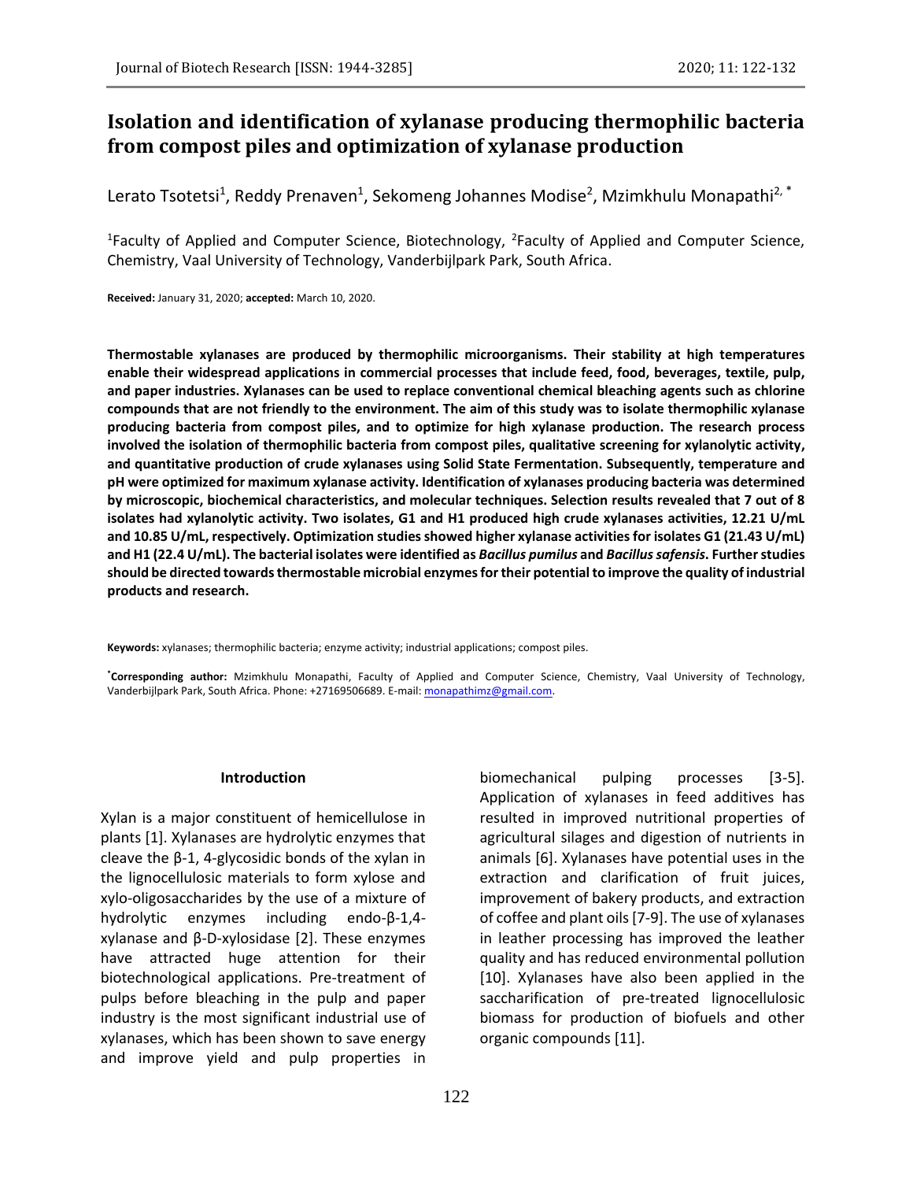# Isolation and identification of xylanase producing thermophilic bacteria from compost piles and optimization of xylanase production

Lerato Tsotetsi[1], Reddy Prenaven[1], Sekomeng Johannes Modise[2], Mzimkhulu Monapathi[2, *]

[1]Faculty of Applied and Computer Science, Biotechnology, [2]Faculty of Applied and Computer Science, Chemistry, Vaal University of Technology, Vanderbijlpark Park, South Africa.

**Received:** January 31, 2020; **accepted:** March 10, 2020.

**Thermostable xylanases are produced by thermophilic microorganisms. Their stability at high temperatures enable their widespread applications in commercial processes that include feed, food, beverages, textile, pulp, and paper industries. Xylanases can be used to replace conventional chemical bleaching agents such as chlorine compounds that are not friendly to the environment. The aim of this study was to isolate thermophilic xylanase producing bacteria from compost piles, and to optimize for high xylanase production. The research process involved the isolation of thermophilic bacteria from compost piles, qualitative screening for xylanolytic activity, and quantitative production of crude xylanases using Solid State Fermentation. Subsequently, temperature and pH were optimized for maximum xylanase activity. Identification of xylanases producing bacteria was determined by microscopic, biochemical characteristics, and molecular techniques. Selection results revealed that 7 out of 8 isolates had xylanolytic activity. Two isolates, G1 and H1 produced high crude xylanases activities, 12.21 U/mL and 10.85 U/mL, respectively. Optimization studies showed higher xylanase activities for isolates G1 (21.43 U/mL) and H1 (22.4 U/mL). The bacterial isolates were identified as *Bacillus pumilus* and *Bacillus safensis*. Further studies should be directed towards thermostable microbial enzymes for their potential to improve the quality of industrial products and research.**

**Keywords:** xylanases; thermophilic bacteria; enzyme activity; industrial applications; compost piles.

***Corresponding author:** Mzimkhulu Monapathi, Faculty of Applied and Computer Science, Chemistry, Vaal University of Technology, Vanderbijlpark Park, South Africa. Phone: +27169506689. E-mail: monapathimz@gmail.com.

## Introduction

Xylan is a major constituent of hemicellulose in plants [1]. Xylanases are hydrolytic enzymes that cleave the β-1, 4-glycosidic bonds of the xylan in the lignocellulosic materials to form xylose and xylo-oligosaccharides by the use of a mixture of hydrolytic enzymes including endo-β-1,4-xylanase and β-D-xylosidase [2]. These enzymes have attracted huge attention for their biotechnological applications. Pre-treatment of pulps before bleaching in the pulp and paper industry is the most significant industrial use of xylanases, which has been shown to save energy and improve yield and pulp properties in biomechanical pulping processes [3-5]. Application of xylanases in feed additives has resulted in improved nutritional properties of agricultural silages and digestion of nutrients in animals [6]. Xylanases have potential uses in the extraction and clarification of fruit juices, improvement of bakery products, and extraction of coffee and plant oils [7-9]. The use of xylanases in leather processing has improved the leather quality and has reduced environmental pollution [10]. Xylanases have also been applied in the saccharification of pre-treated lignocellulosic biomass for production of biofuels and other organic compounds [11].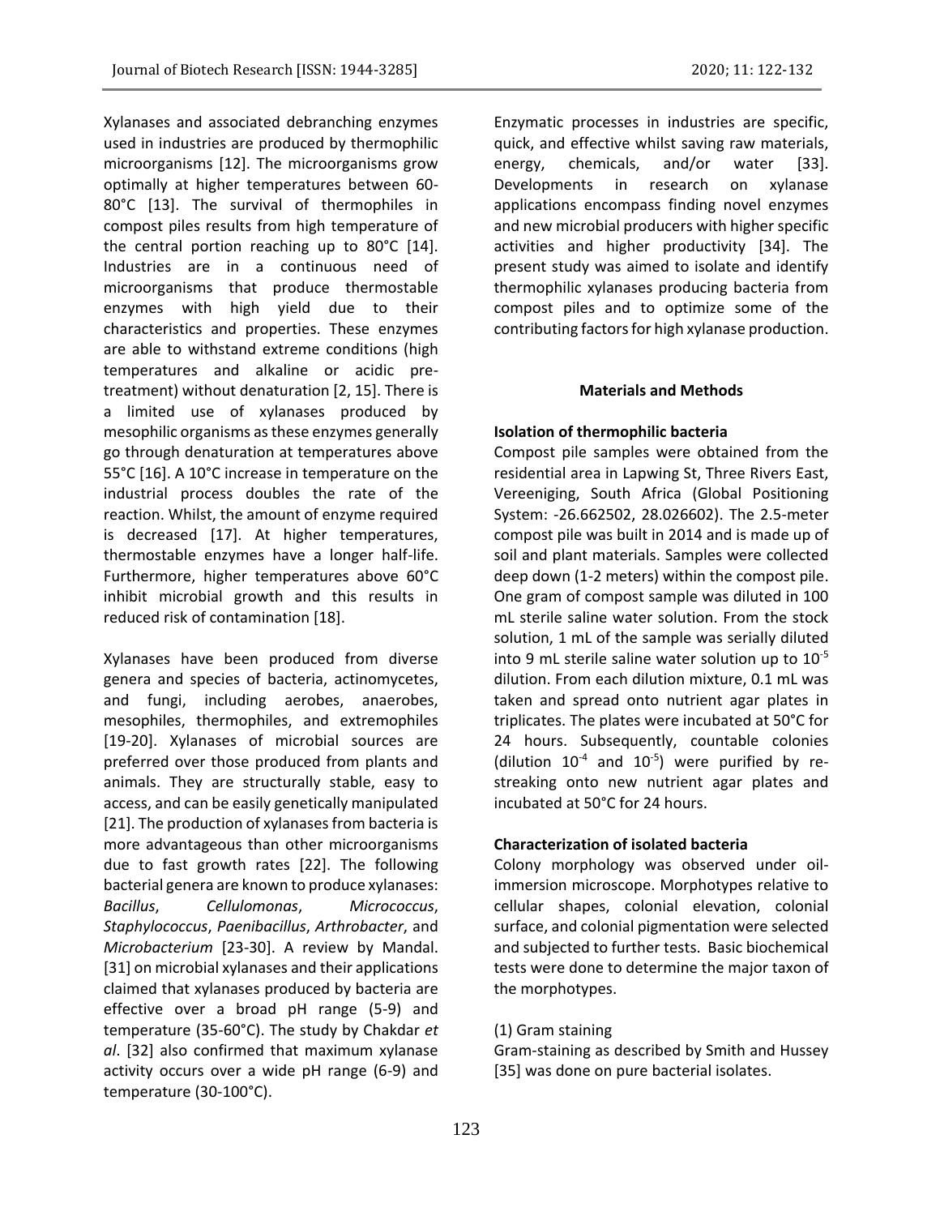Xylanases and associated debranching enzymes used in industries are produced by thermophilic microorganisms [12]. The microorganisms grow optimally at higher temperatures between 60-80°C [13]. The survival of thermophiles in compost piles results from high temperature of the central portion reaching up to 80°C [14]. Industries are in a continuous need of microorganisms that produce thermostable enzymes with high yield due to their characteristics and properties. These enzymes are able to withstand extreme conditions (high temperatures and alkaline or acidic pre-treatment) without denaturation [2, 15]. There is a limited use of xylanases produced by mesophilic organisms as these enzymes generally go through denaturation at temperatures above 55°C [16]. A 10°C increase in temperature on the industrial process doubles the rate of the reaction. Whilst, the amount of enzyme required is decreased [17]. At higher temperatures, thermostable enzymes have a longer half-life. Furthermore, higher temperatures above 60°C inhibit microbial growth and this results in reduced risk of contamination [18].

Xylanases have been produced from diverse genera and species of bacteria, actinomycetes, and fungi, including aerobes, anaerobes, mesophiles, thermophiles, and extremophiles [19-20]. Xylanases of microbial sources are preferred over those produced from plants and animals. They are structurally stable, easy to access, and can be easily genetically manipulated [21]. The production of xylanases from bacteria is more advantageous than other microorganisms due to fast growth rates [22]. The following bacterial genera are known to produce xylanases: *Bacillus*, *Cellulomonas*, *Micrococcus*, *Staphylococcus*, *Paenibacillus*, *Arthrobacter*, and *Microbacterium* [23-30]. A review by Mandal. [31] on microbial xylanases and their applications claimed that xylanases produced by bacteria are effective over a broad pH range (5-9) and temperature (35-60°C). The study by Chakdar *et al*. [32] also confirmed that maximum xylanase activity occurs over a wide pH range (6-9) and temperature (30-100°C).

Enzymatic processes in industries are specific, quick, and effective whilst saving raw materials, energy, chemicals, and/or water [33]. Developments in research on xylanase applications encompass finding novel enzymes and new microbial producers with higher specific activities and higher productivity [34]. The present study was aimed to isolate and identify thermophilic xylanases producing bacteria from compost piles and to optimize some of the contributing factors for high xylanase production.

## Materials and Methods

### Isolation of thermophilic bacteria

Compost pile samples were obtained from the residential area in Lapwing St, Three Rivers East, Vereeniging, South Africa (Global Positioning System: -26.662502, 28.026602). The 2.5-meter compost pile was built in 2014 and is made up of soil and plant materials. Samples were collected deep down (1-2 meters) within the compost pile. One gram of compost sample was diluted in 100 mL sterile saline water solution. From the stock solution, 1 mL of the sample was serially diluted into 9 mL sterile saline water solution up to $10^{-5}$ dilution. From each dilution mixture, 0.1 mL was taken and spread onto nutrient agar plates in triplicates. The plates were incubated at 50°C for 24 hours. Subsequently, countable colonies (dilution $10^{-4}$ and $10^{-5}$) were purified by re-streaking onto new nutrient agar plates and incubated at 50°C for 24 hours.

### Characterization of isolated bacteria

Colony morphology was observed under oil-immersion microscope. Morphotypes relative to cellular shapes, colonial elevation, colonial surface, and colonial pigmentation were selected and subjected to further tests. Basic biochemical tests were done to determine the major taxon of the morphotypes.

(1) Gram staining

Gram-staining as described by Smith and Hussey [35] was done on pure bacterial isolates.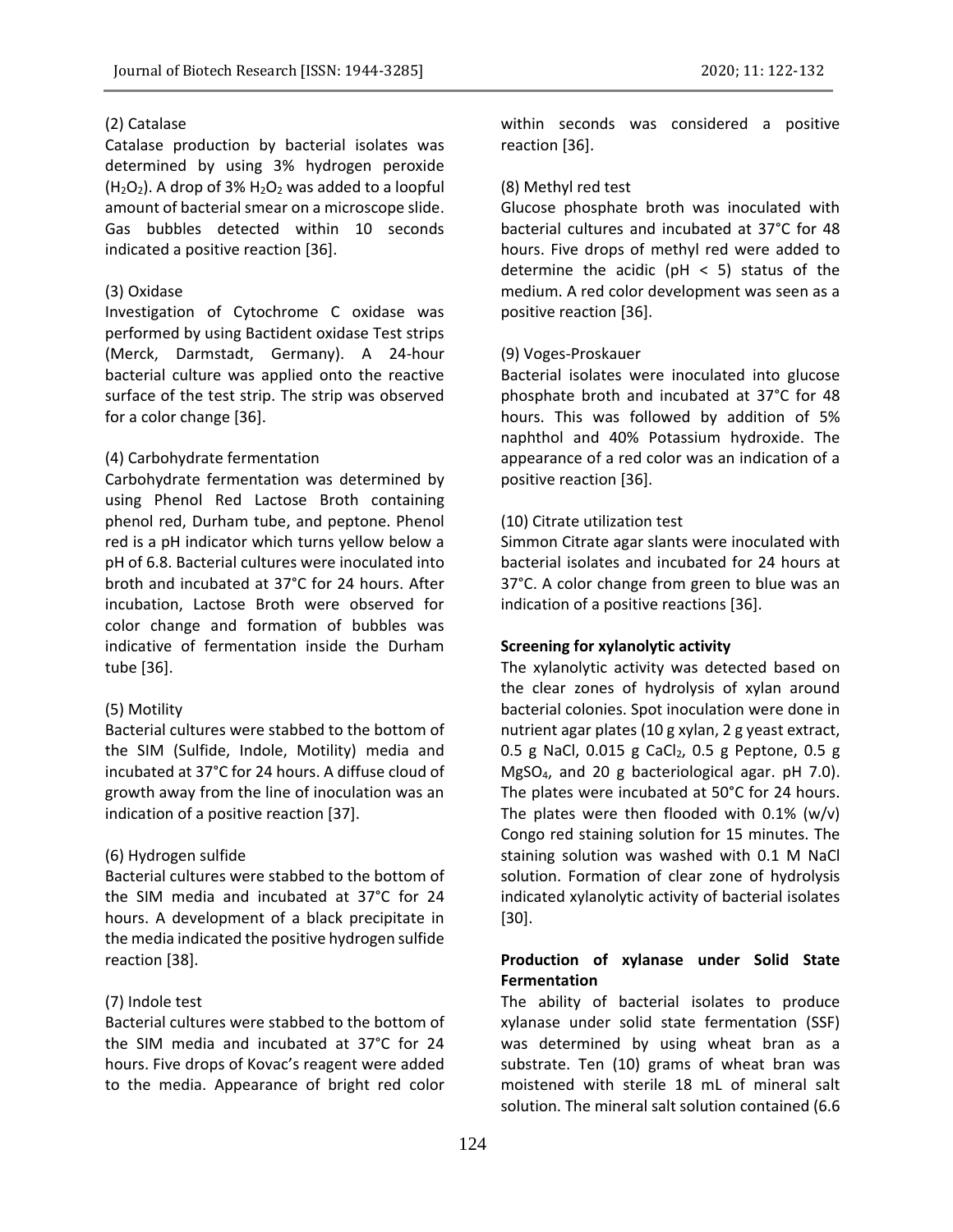(2) Catalase

Catalase production by bacterial isolates was determined by using 3% hydrogen peroxide ($H_2O_2$). A drop of 3% $H_2O_2$ was added to a loopful amount of bacterial smear on a microscope slide. Gas bubbles detected within 10 seconds indicated a positive reaction [36].

(3) Oxidase

Investigation of Cytochrome C oxidase was performed by using Bactident oxidase Test strips (Merck, Darmstadt, Germany). A 24-hour bacterial culture was applied onto the reactive surface of the test strip. The strip was observed for a color change [36].

(4) Carbohydrate fermentation

Carbohydrate fermentation was determined by using Phenol Red Lactose Broth containing phenol red, Durham tube, and peptone. Phenol red is a pH indicator which turns yellow below a pH of 6.8. Bacterial cultures were inoculated into broth and incubated at 37°C for 24 hours. After incubation, Lactose Broth were observed for color change and formation of bubbles was indicative of fermentation inside the Durham tube [36].

(5) Motility

Bacterial cultures were stabbed to the bottom of the SIM (Sulfide, Indole, Motility) media and incubated at 37°C for 24 hours. A diffuse cloud of growth away from the line of inoculation was an indication of a positive reaction [37].

(6) Hydrogen sulfide

Bacterial cultures were stabbed to the bottom of the SIM media and incubated at 37°C for 24 hours. A development of a black precipitate in the media indicated the positive hydrogen sulfide reaction [38].

(7) Indole test

Bacterial cultures were stabbed to the bottom of the SIM media and incubated at 37°C for 24 hours. Five drops of Kovac's reagent were added to the media. Appearance of bright red color within seconds was considered a positive reaction [36].

(8) Methyl red test

Glucose phosphate broth was inoculated with bacterial cultures and incubated at 37°C for 48 hours. Five drops of methyl red were added to determine the acidic ($pH < 5$) status of the medium. A red color development was seen as a positive reaction [36].

(9) Voges-Proskauer

Bacterial isolates were inoculated into glucose phosphate broth and incubated at 37°C for 48 hours. This was followed by addition of 5% naphthol and 40% Potassium hydroxide. The appearance of a red color was an indication of a positive reaction [36].

(10) Citrate utilization test

Simmon Citrate agar slants were inoculated with bacterial isolates and incubated for 24 hours at 37°C. A color change from green to blue was an indication of a positive reactions [36].

**Screening for xylanolytic activity**

The xylanolytic activity was detected based on the clear zones of hydrolysis of xylan around bacterial colonies. Spot inoculation were done in nutrient agar plates (10 g xylan, 2 g yeast extract, 0.5 g NaCl, 0.015 g $CaCl_2$, 0.5 g Peptone, 0.5 g $MgSO_4$, and 20 g bacteriological agar. pH 7.0). The plates were incubated at 50°C for 24 hours. The plates were then flooded with 0.1% (w/v) Congo red staining solution for 15 minutes. The staining solution was washed with 0.1 M NaCl solution. Formation of clear zone of hydrolysis indicated xylanolytic activity of bacterial isolates [30].

**Production of xylanase under Solid State Fermentation**

The ability of bacterial isolates to produce xylanase under solid state fermentation (SSF) was determined by using wheat bran as a substrate. Ten (10) grams of wheat bran was moistened with sterile 18 mL of mineral salt solution. The mineral salt solution contained (6.6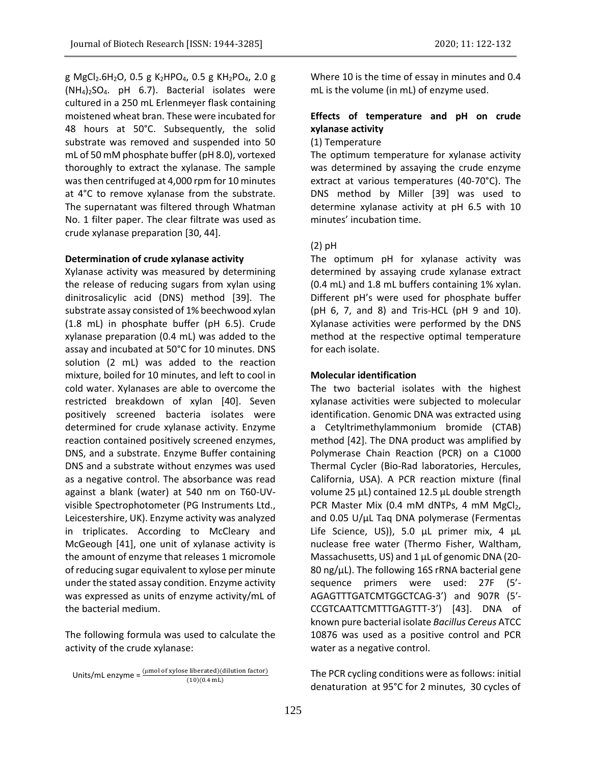g $MgCl_2.6H_2O$, 0.5 g $K_2HPO_4$, 0.5 g $KH_2PO_4$, 2.0 g $(NH_4)_2SO_4$. pH 6.7). Bacterial isolates were cultured in a 250 mL Erlenmeyer flask containing moistened wheat bran. These were incubated for 48 hours at 50°C. Subsequently, the solid substrate was removed and suspended into 50 mL of 50 mM phosphate buffer (pH 8.0), vortexed thoroughly to extract the xylanase. The sample was then centrifuged at 4,000 rpm for 10 minutes at 4°C to remove xylanase from the substrate. The supernatant was filtered through Whatman No. 1 filter paper. The clear filtrate was used as crude xylanase preparation [30, 44].

**Determination of crude xylanase activity**

Xylanase activity was measured by determining the release of reducing sugars from xylan using dinitrosalicylic acid (DNS) method [39]. The substrate assay consisted of 1% beechwood xylan (1.8 mL) in phosphate buffer (pH 6.5). Crude xylanase preparation (0.4 mL) was added to the assay and incubated at 50°C for 10 minutes. DNS solution (2 mL) was added to the reaction mixture, boiled for 10 minutes, and left to cool in cold water. Xylanases are able to overcome the restricted breakdown of xylan [40]. Seven positively screened bacteria isolates were determined for crude xylanase activity. Enzyme reaction contained positively screened enzymes, DNS, and a substrate. Enzyme Buffer containing DNS and a substrate without enzymes was used as a negative control. The absorbance was read against a blank (water) at 540 nm on T60-UV-visible Spectrophotometer (PG Instruments Ltd., Leicestershire, UK). Enzyme activity was analyzed in triplicates. According to McCleary and McGeough [41], one unit of xylanase activity is the amount of enzyme that releases 1 micromole of reducing sugar equivalent to xylose per minute under the stated assay condition. Enzyme activity was expressed as units of enzyme activity/mL of the bacterial medium.

The following formula was used to calculate the activity of the crude xylanase:

$$\text{Units/mL enzyme} = \frac{(\mu\text{mol of xylose liberated})(\text{dilution factor})}{(10)(0.4\text{ mL})}$$

Where 10 is the time of essay in minutes and 0.4 mL is the volume (in mL) of enzyme used.

**Effects of temperature and pH on crude xylanase activity**

(1) Temperature

The optimum temperature for xylanase activity was determined by assaying the crude enzyme extract at various temperatures (40-70°C). The DNS method by Miller [39] was used to determine xylanase activity at pH 6.5 with 10 minutes' incubation time.

(2) pH

The optimum pH for xylanase activity was determined by assaying crude xylanase extract (0.4 mL) and 1.8 mL buffers containing 1% xylan. Different pH's were used for phosphate buffer (pH 6, 7, and 8) and Tris-HCL (pH 9 and 10). Xylanase activities were performed by the DNS method at the respective optimal temperature for each isolate.

**Molecular identification**

The two bacterial isolates with the highest xylanase activities were subjected to molecular identification. Genomic DNA was extracted using a Cetyltrimethylammonium bromide (CTAB) method [42]. The DNA product was amplified by Polymerase Chain Reaction (PCR) on a C1000 Thermal Cycler (Bio-Rad laboratories, Hercules, California, USA). A PCR reaction mixture (final volume 25 µL) contained 12.5 µL double strength PCR Master Mix (0.4 mM dNTPs, 4 mM $MgCl_2$, and 0.05 U/µL Taq DNA polymerase (Fermentas Life Science, US)), 5.0 µL primer mix, 4 µL nuclease free water (Thermo Fisher, Waltham, Massachusetts, US) and 1 µL of genomic DNA (20-80 ng/µL). The following 16S rRNA bacterial gene sequence primers were used: 27F (5'-AGAGTTTGATCMTGGCTCAG-3') and 907R (5'-CCGTCAATTCMTTTGAGTTT-3') [43]. DNA of known pure bacterial isolate *Bacillus Cereus* ATCC 10876 was used as a positive control and PCR water as a negative control.

The PCR cycling conditions were as follows: initial denaturation at 95°C for 2 minutes, 30 cycles of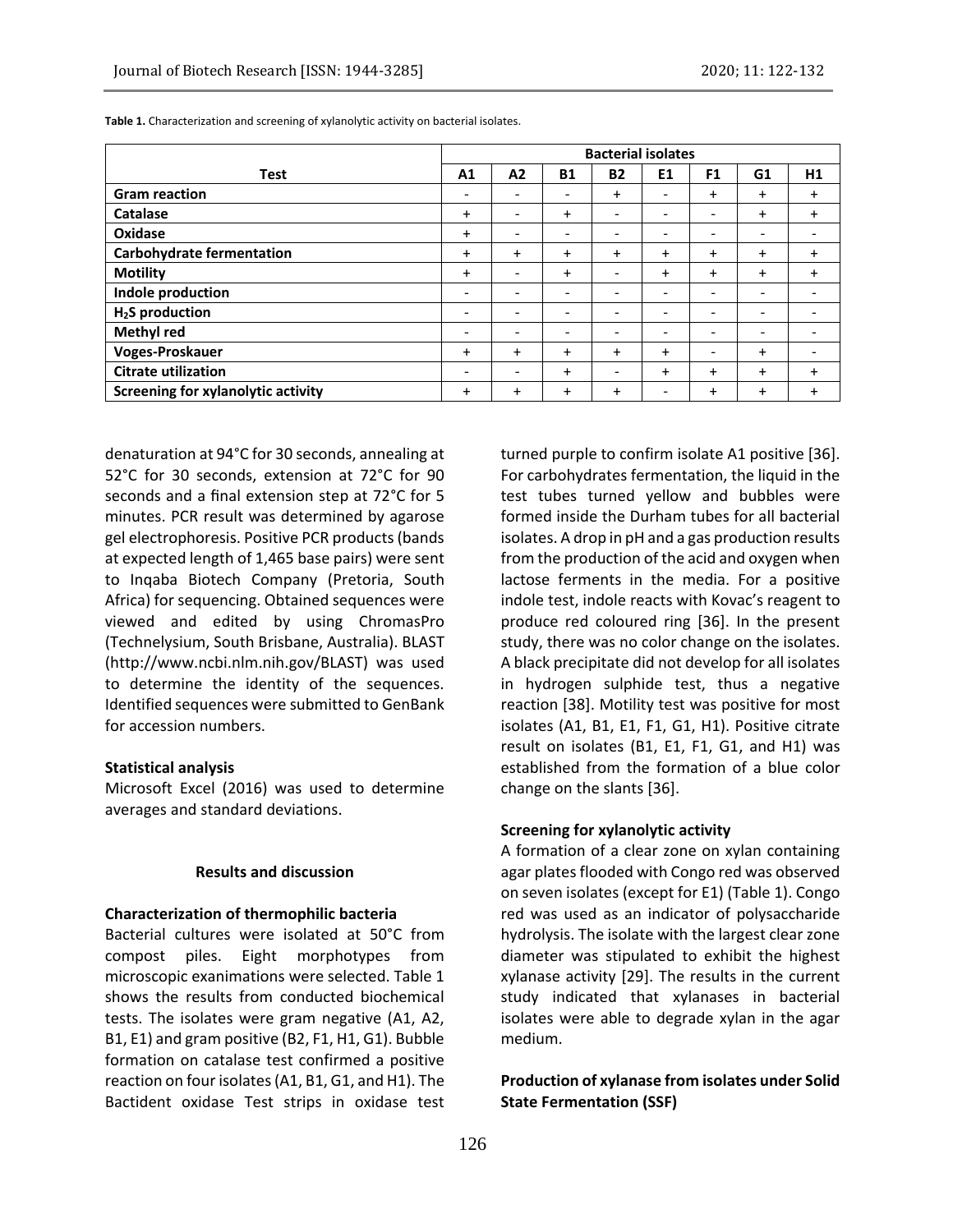**Table 1.** Characterization and screening of xylanolytic activity on bacterial isolates.

| Test | Bacterial isolates | | | | | | | |
|---|---|---|---|---|---|---|---|---|
| | A1 | A2 | B1 | B2 | E1 | F1 | G1 | H1 |
| **Gram reaction** | - | - | - | + | - | + | + | + |
| **Catalase** | + | - | + | - | - | - | + | + |
| **Oxidase** | + | - | - | - | - | - | - | - |
| **Carbohydrate fermentation** | + | + | + | + | + | + | + | + |
| **Motility** | + | - | + | - | + | + | + | + |
| **Indole production** | - | - | - | - | - | - | - | - |
| **$H_2S$ production** | - | - | - | - | - | - | - | - |
| **Methyl red** | - | - | - | - | - | - | - | - |
| **Voges-Proskauer** | + | + | + | + | + | - | + | - |
| **Citrate utilization** | - | - | + | - | + | + | + | + |
| **Screening for xylanolytic activity** | + | + | + | + | - | + | + | + |

denaturation at 94°C for 30 seconds, annealing at 52°C for 30 seconds, extension at 72°C for 90 seconds and a final extension step at 72°C for 5 minutes. PCR result was determined by agarose gel electrophoresis. Positive PCR products (bands at expected length of 1,465 base pairs) were sent to Inqaba Biotech Company (Pretoria, South Africa) for sequencing. Obtained sequences were viewed and edited by using ChromasPro (Technelysium, South Brisbane, Australia). BLAST (http://www.ncbi.nlm.nih.gov/BLAST) was used to determine the identity of the sequences. Identified sequences were submitted to GenBank for accession numbers.

**Statistical analysis**

Microsoft Excel (2016) was used to determine averages and standard deviations.

## Results and discussion

**Characterization of thermophilic bacteria**

Bacterial cultures were isolated at 50°C from compost piles. Eight morphotypes from microscopic exanimations were selected. Table 1 shows the results from conducted biochemical tests. The isolates were gram negative (A1, A2, B1, E1) and gram positive (B2, F1, H1, G1). Bubble formation on catalase test confirmed a positive reaction on four isolates (A1, B1, G1, and H1). The Bactident oxidase Test strips in oxidase test turned purple to confirm isolate A1 positive [36]. For carbohydrates fermentation, the liquid in the test tubes turned yellow and bubbles were formed inside the Durham tubes for all bacterial isolates. A drop in pH and a gas production results from the production of the acid and oxygen when lactose ferments in the media. For a positive indole test, indole reacts with Kovac's reagent to produce red coloured ring [36]. In the present study, there was no color change on the isolates. A black precipitate did not develop for all isolates in hydrogen sulphide test, thus a negative reaction [38]. Motility test was positive for most isolates (A1, B1, E1, F1, G1, H1). Positive citrate result on isolates (B1, E1, F1, G1, and H1) was established from the formation of a blue color change on the slants [36].

**Screening for xylanolytic activity**

A formation of a clear zone on xylan containing agar plates flooded with Congo red was observed on seven isolates (except for E1) (Table 1). Congo red was used as an indicator of polysaccharide hydrolysis. The isolate with the largest clear zone diameter was stipulated to exhibit the highest xylanase activity [29]. The results in the current study indicated that xylanases in bacterial isolates were able to degrade xylan in the agar medium.

**Production of xylanase from isolates under Solid State Fermentation (SSF)**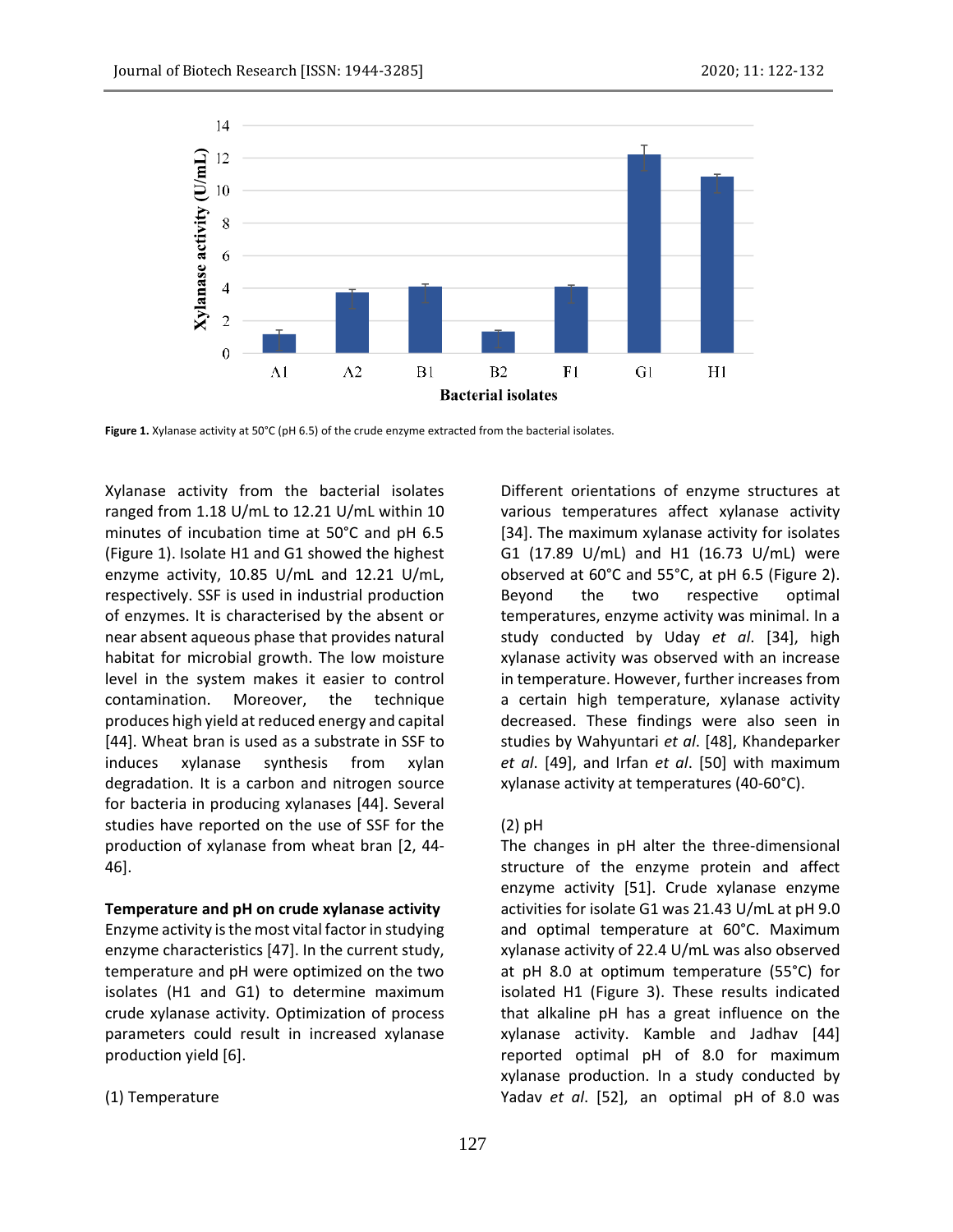Figure 1. Xylanase activity at 50°C (pH 6.5) of the crude enzyme extracted from the bacterial isolates.

Xylanase activity from the bacterial isolates ranged from 1.18 U/mL to 12.21 U/mL within 10 minutes of incubation time at 50°C and pH 6.5 (Figure 1). Isolate H1 and G1 showed the highest enzyme activity, 10.85 U/mL and 12.21 U/mL, respectively. SSF is used in industrial production of enzymes. It is characterised by the absent or near absent aqueous phase that provides natural habitat for microbial growth. The low moisture level in the system makes it easier to control contamination. Moreover, the technique produces high yield at reduced energy and capital [44]. Wheat bran is used as a substrate in SSF to induces xylanase synthesis from xylan degradation. It is a carbon and nitrogen source for bacteria in producing xylanases [44]. Several studies have reported on the use of SSF for the production of xylanase from wheat bran [2, 44-46].

**Temperature and pH on crude xylanase activity**

Enzyme activity is the most vital factor in studying enzyme characteristics [47]. In the current study, temperature and pH were optimized on the two isolates (H1 and G1) to determine maximum crude xylanase activity. Optimization of process parameters could result in increased xylanase production yield [6].

(1) Temperature

Different orientations of enzyme structures at various temperatures affect xylanase activity [34]. The maximum xylanase activity for isolates G1 (17.89 U/mL) and H1 (16.73 U/mL) were observed at 60°C and 55°C, at pH 6.5 (Figure 2). Beyond the two respective optimal temperatures, enzyme activity was minimal. In a study conducted by Uday *et al*. [34], high xylanase activity was observed with an increase in temperature. However, further increases from a certain high temperature, xylanase activity decreased. These findings were also seen in studies by Wahyuntari *et al*. [48], Khandeparker *et al*. [49], and Irfan *et al*. [50] with maximum xylanase activity at temperatures (40-60°C).

(2) pH

The changes in pH alter the three-dimensional structure of the enzyme protein and affect enzyme activity [51]. Crude xylanase enzyme activities for isolate G1 was 21.43 U/mL at pH 9.0 and optimal temperature at 60°C. Maximum xylanase activity of 22.4 U/mL was also observed at pH 8.0 at optimum temperature (55°C) for isolated H1 (Figure 3). These results indicated that alkaline pH has a great influence on the xylanase activity. Kamble and Jadhav [44] reported optimal pH of 8.0 for maximum xylanase production. In a study conducted by Yadav *et al*. [52], an optimal pH of 8.0 was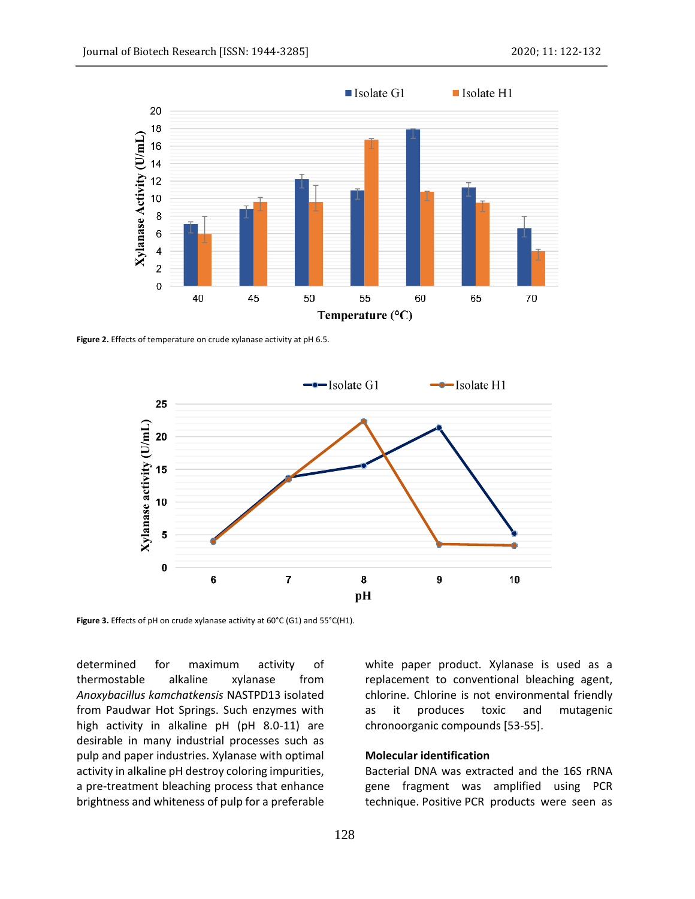Figure 2. Effects of temperature on crude xylanase activity at pH 6.5.

Figure 3. Effects of pH on crude xylanase activity at 60°C (G1) and 55°C(H1).

determined for maximum activity of thermostable alkaline xylanase from *Anoxybacillus kamchatkensis* NASTPD13 isolated from Paudwar Hot Springs. Such enzymes with high activity in alkaline pH (pH 8.0-11) are desirable in many industrial processes such as pulp and paper industries. Xylanase with optimal activity in alkaline pH destroy coloring impurities, a pre-treatment bleaching process that enhance brightness and whiteness of pulp for a preferable white paper product. Xylanase is used as a replacement to conventional bleaching agent, chlorine. Chlorine is not environmental friendly as it produces toxic and mutagenic chronoorganic compounds [53-55].

**Molecular identification**

Bacterial DNA was extracted and the 16S rRNA gene fragment was amplified using PCR technique. Positive PCR products were seen as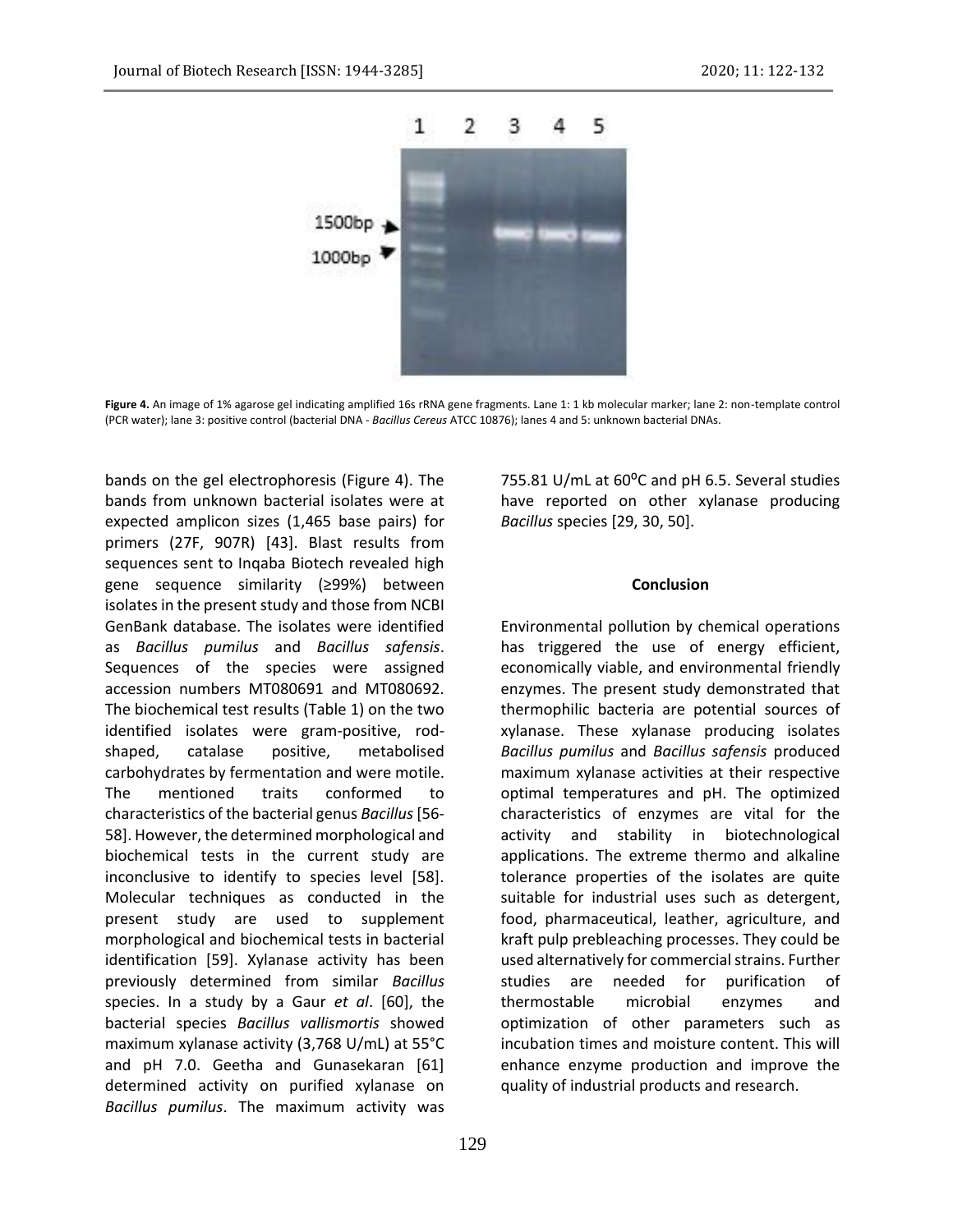**Figure 4.** An image of 1% agarose gel indicating amplified 16s rRNA gene fragments. Lane 1: 1 kb molecular marker; lane 2: non-template control (PCR water); lane 3: positive control (bacterial DNA - *Bacillus Cereus* ATCC 10876); lanes 4 and 5: unknown bacterial DNAs.

bands on the gel electrophoresis (Figure 4). The bands from unknown bacterial isolates were at expected amplicon sizes (1,465 base pairs) for primers (27F, 907R) [43]. Blast results from sequences sent to Inqaba Biotech revealed high gene sequence similarity (≥99%) between isolates in the present study and those from NCBI GenBank database. The isolates were identified as *Bacillus pumilus* and *Bacillus safensis*. Sequences of the species were assigned accession numbers MT080691 and MT080692. The biochemical test results (Table 1) on the two identified isolates were gram-positive, rod-shaped, catalase positive, metabolised carbohydrates by fermentation and were motile. The mentioned traits conformed to characteristics of the bacterial genus *Bacillus* [56-58]. However, the determined morphological and biochemical tests in the current study are inconclusive to identify to species level [58]. Molecular techniques as conducted in the present study are used to supplement morphological and biochemical tests in bacterial identification [59]. Xylanase activity has been previously determined from similar *Bacillus* species. In a study by a Gaur *et al*. [60], the bacterial species *Bacillus vallismortis* showed maximum xylanase activity (3,768 U/mL) at 55°C and pH 7.0. Geetha and Gunasekaran [61] determined activity on purified xylanase on *Bacillus pumilus*. The maximum activity was 755.81 U/mL at 60⁰C and pH 6.5. Several studies have reported on other xylanase producing *Bacillus* species [29, 30, 50].

## Conclusion

Environmental pollution by chemical operations has triggered the use of energy efficient, economically viable, and environmental friendly enzymes. The present study demonstrated that thermophilic bacteria are potential sources of xylanase. These xylanase producing isolates *Bacillus pumilus* and *Bacillus safensis* produced maximum xylanase activities at their respective optimal temperatures and pH. The optimized characteristics of enzymes are vital for the activity and stability in biotechnological applications. The extreme thermo and alkaline tolerance properties of the isolates are quite suitable for industrial uses such as detergent, food, pharmaceutical, leather, agriculture, and kraft pulp prebleaching processes. They could be used alternatively for commercial strains. Further studies are needed for purification of thermostable microbial enzymes and optimization of other parameters such as incubation times and moisture content. This will enhance enzyme production and improve the quality of industrial products and research.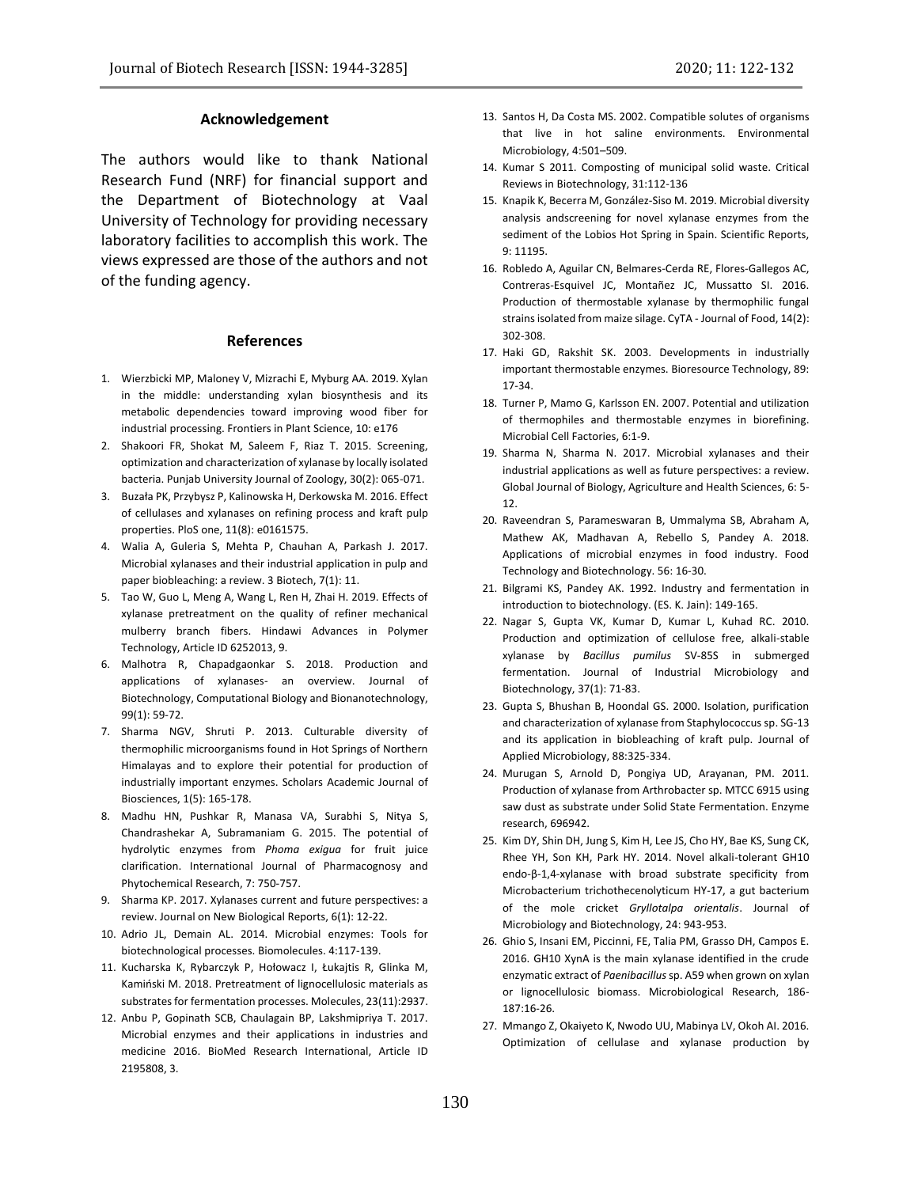## Acknowledgement

The authors would like to thank National Research Fund (NRF) for financial support and the Department of Biotechnology at Vaal University of Technology for providing necessary laboratory facilities to accomplish this work. The views expressed are those of the authors and not of the funding agency.

## References

1. Wierzbicki MP, Maloney V, Mizrachi E, Myburg AA. 2019. Xylan in the middle: understanding xylan biosynthesis and its metabolic dependencies toward improving wood fiber for industrial processing. Frontiers in Plant Science, 10: e176
2. Shakoori FR, Shokat M, Saleem F, Riaz T. 2015. Screening, optimization and characterization of xylanase by locally isolated bacteria. Punjab University Journal of Zoology, 30(2): 065-071.
3. Buzała PK, Przybysz P, Kalinowska H, Derkowska M. 2016. Effect of cellulases and xylanases on refining process and kraft pulp properties. PloS one, 11(8): e0161575.
4. Walia A, Guleria S, Mehta P, Chauhan A, Parkash J. 2017. Microbial xylanases and their industrial application in pulp and paper biobleaching: a review. 3 Biotech, 7(1): 11.
5. Tao W, Guo L, Meng A, Wang L, Ren H, Zhai H. 2019. Effects of xylanase pretreatment on the quality of refiner mechanical mulberry branch fibers. Hindawi Advances in Polymer Technology, Article ID 6252013, 9.
6. Malhotra R, Chapadgaonkar S. 2018. Production and applications of xylanases- an overview. Journal of Biotechnology, Computational Biology and Bionanotechnology, 99(1): 59-72.
7. Sharma NGV, Shruti P. 2013. Culturable diversity of thermophilic microorganisms found in Hot Springs of Northern Himalayas and to explore their potential for production of industrially important enzymes. Scholars Academic Journal of Biosciences, 1(5): 165-178.
8. Madhu HN, Pushkar R, Manasa VA, Surabhi S, Nitya S, Chandrashekar A, Subramaniam G. 2015. The potential of hydrolytic enzymes from *Phoma exigua* for fruit juice clarification. International Journal of Pharmacognosy and Phytochemical Research, 7: 750-757.
9. Sharma KP. 2017. Xylanases current and future perspectives: a review. Journal on New Biological Reports, 6(1): 12-22.
10. Adrio JL, Demain AL. 2014. Microbial enzymes: Tools for biotechnological processes. Biomolecules. 4:117-139.
11. Kucharska K, Rybarczyk P, Hołowacz I, Łukajtis R, Glinka M, Kamiński M. 2018. Pretreatment of lignocellulosic materials as substrates for fermentation processes. Molecules, 23(11):2937.
12. Anbu P, Gopinath SCB, Chaulagain BP, Lakshmipriya T. 2017. Microbial enzymes and their applications in industries and medicine 2016. BioMed Research International, Article ID 2195808, 3.
13. Santos H, Da Costa MS. 2002. Compatible solutes of organisms that live in hot saline environments. Environmental Microbiology, 4:501–509.
14. Kumar S 2011. Composting of municipal solid waste. Critical Reviews in Biotechnology, 31:112-136
15. Knapik K, Becerra M, González-Siso M. 2019. Microbial diversity analysis andscreening for novel xylanase enzymes from the sediment of the Lobios Hot Spring in Spain. Scientific Reports, 9: 11195.
16. Robledo A, Aguilar CN, Belmares-Cerda RE, Flores-Gallegos AC, Contreras-Esquivel JC, Montañez JC, Mussatto SI. 2016. Production of thermostable xylanase by thermophilic fungal strains isolated from maize silage. CyTA - Journal of Food, 14(2): 302-308.
17. Haki GD, Rakshit SK. 2003. Developments in industrially important thermostable enzymes. Bioresource Technology, 89: 17-34.
18. Turner P, Mamo G, Karlsson EN. 2007. Potential and utilization of thermophiles and thermostable enzymes in biorefining. Microbial Cell Factories, 6:1-9.
19. Sharma N, Sharma N. 2017. Microbial xylanases and their industrial applications as well as future perspectives: a review. Global Journal of Biology, Agriculture and Health Sciences, 6: 5-12.
20. Raveendran S, Parameswaran B, Ummalyma SB, Abraham A, Mathew AK, Madhavan A, Rebello S, Pandey A. 2018. Applications of microbial enzymes in food industry. Food Technology and Biotechnology. 56: 16-30.
21. Bilgrami KS, Pandey AK. 1992. Industry and fermentation in introduction to biotechnology. (ES. K. Jain): 149-165.
22. Nagar S, Gupta VK, Kumar D, Kumar L, Kuhad RC. 2010. Production and optimization of cellulose free, alkali-stable xylanase by *Bacillus pumilus* SV-85S in submerged fermentation. Journal of Industrial Microbiology and Biotechnology, 37(1): 71-83.
23. Gupta S, Bhushan B, Hoondal GS. 2000. Isolation, purification and characterization of xylanase from Staphylococcus sp. SG-13 and its application in biobleaching of kraft pulp. Journal of Applied Microbiology, 88:325-334.
24. Murugan S, Arnold D, Pongiya UD, Arayanan, PM. 2011. Production of xylanase from Arthrobacter sp. MTCC 6915 using saw dust as substrate under Solid State Fermentation. Enzyme research, 696942.
25. Kim DY, Shin DH, Jung S, Kim H, Lee JS, Cho HY, Bae KS, Sung CK, Rhee YH, Son KH, Park HY. 2014. Novel alkali-tolerant GH10 endo-β-1,4-xylanase with broad substrate specificity from Microbacterium trichothecenolyticum HY-17, a gut bacterium of the mole cricket *Gryllotalpa orientalis*. Journal of Microbiology and Biotechnology, 24: 943-953.
26. Ghio S, Insani EM, Piccinni, FE, Talia PM, Grasso DH, Campos E. 2016. GH10 XynA is the main xylanase identified in the crude enzymatic extract of *Paenibacillus* sp. A59 when grown on xylan or lignocellulosic biomass. Microbiological Research, 186-187:16-26.
27. Mmango Z, Okaiyeto K, Nwodo UU, Mabinya LV, Okoh AI. 2016. Optimization of cellulase and xylanase production by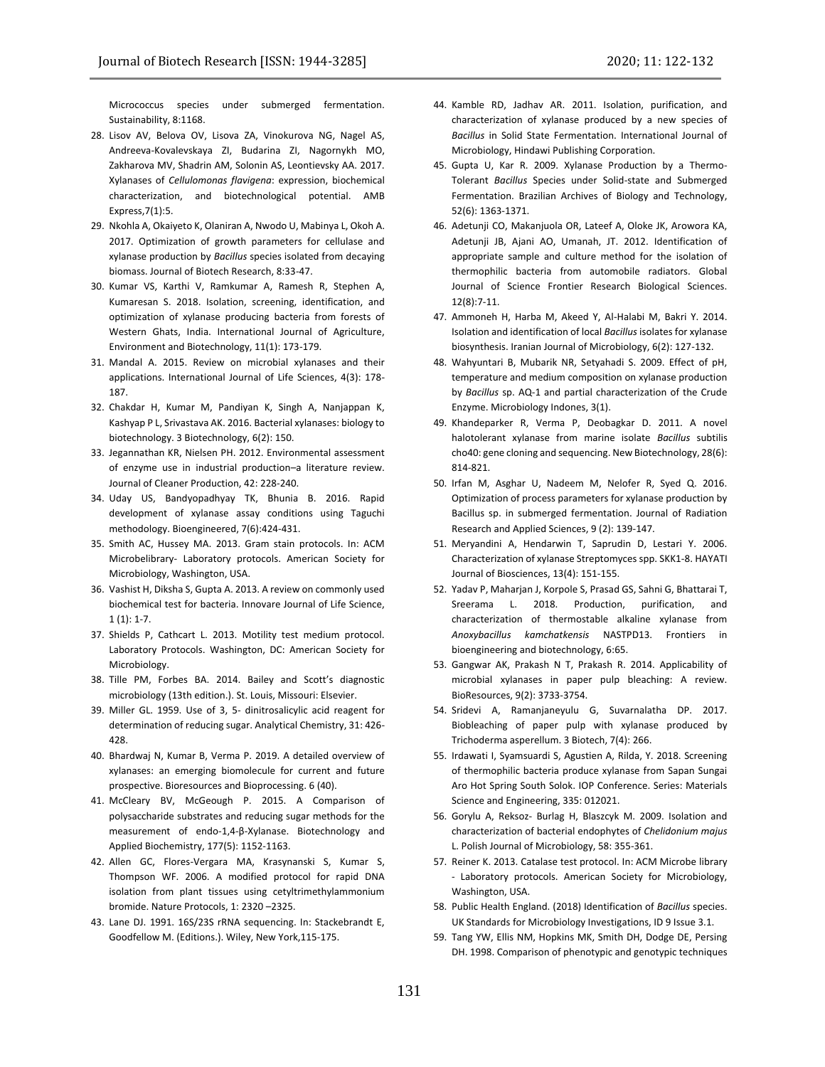Micrococcus species under submerged fermentation. Sustainability, 8:1168.

28. Lisov AV, Belova OV, Lisova ZA, Vinokurova NG, Nagel AS, Andreeva-Kovalevskaya ZI, Budarina ZI, Nagornykh MO, Zakharova MV, Shadrin AM, Solonin AS, Leontievsky AA. 2017. Xylanases of *Cellulomonas flavigena*: expression, biochemical characterization, and biotechnological potential. AMB Express,7(1):5.
29. Nkohla A, Okaiyeto K, Olaniran A, Nwodo U, Mabinya L, Okoh A. 2017. Optimization of growth parameters for cellulase and xylanase production by *Bacillus* species isolated from decaying biomass. Journal of Biotech Research, 8:33-47.
30. Kumar VS, Karthi V, Ramkumar A, Ramesh R, Stephen A, Kumaresan S. 2018. Isolation, screening, identification, and optimization of xylanase producing bacteria from forests of Western Ghats, India. International Journal of Agriculture, Environment and Biotechnology, 11(1): 173-179.
31. Mandal A. 2015. Review on microbial xylanases and their applications. International Journal of Life Sciences, 4(3): 178-187.
32. Chakdar H, Kumar M, Pandiyan K, Singh A, Nanjappan K, Kashyap P L, Srivastava AK. 2016. Bacterial xylanases: biology to biotechnology. 3 Biotechnology, 6(2): 150.
33. Jegannathan KR, Nielsen PH. 2012. Environmental assessment of enzyme use in industrial production–a literature review. Journal of Cleaner Production, 42: 228-240.
34. Uday US, Bandyopadhyay TK, Bhunia B. 2016. Rapid development of xylanase assay conditions using Taguchi methodology. Bioengineered, 7(6):424-431.
35. Smith AC, Hussey MA. 2013. Gram stain protocols. In: ACM Microbelibrary- Laboratory protocols. American Society for Microbiology, Washington, USA.
36. Vashist H, Diksha S, Gupta A. 2013. A review on commonly used biochemical test for bacteria. Innovare Journal of Life Science, 1 (1): 1-7.
37. Shields P, Cathcart L. 2013. Motility test medium protocol. Laboratory Protocols. Washington, DC: American Society for Microbiology.
38. Tille PM, Forbes BA. 2014. Bailey and Scott's diagnostic microbiology (13th edition.). St. Louis, Missouri: Elsevier.
39. Miller GL. 1959. Use of 3, 5- dinitrosalicylic acid reagent for determination of reducing sugar. Analytical Chemistry, 31: 426-428.
40. Bhardwaj N, Kumar B, Verma P. 2019. A detailed overview of xylanases: an emerging biomolecule for current and future prospective. Bioresources and Bioprocessing. 6 (40).
41. McCleary BV, McGeough P. 2015. A Comparison of polysaccharide substrates and reducing sugar methods for the measurement of endo-1,4-β-Xylanase. Biotechnology and Applied Biochemistry, 177(5): 1152-1163.
42. Allen GC, Flores-Vergara MA, Krasynanski S, Kumar S, Thompson WF. 2006. A modified protocol for rapid DNA isolation from plant tissues using cetyltrimethylammonium bromide. Nature Protocols, 1: 2320 –2325.
43. Lane DJ. 1991. 16S/23S rRNA sequencing. In: Stackebrandt E, Goodfellow M. (Editions.). Wiley, New York,115-175.
44. Kamble RD, Jadhav AR. 2011. Isolation, purification, and characterization of xylanase produced by a new species of *Bacillus* in Solid State Fermentation. International Journal of Microbiology, Hindawi Publishing Corporation.
45. Gupta U, Kar R. 2009. Xylanase Production by a Thermo-Tolerant *Bacillus* Species under Solid-state and Submerged Fermentation. Brazilian Archives of Biology and Technology, 52(6): 1363-1371.
46. Adetunji CO, Makanjuola OR, Lateef A, Oloke JK, Arowora KA, Adetunji JB, Ajani AO, Umanah, JT. 2012. Identification of appropriate sample and culture method for the isolation of thermophilic bacteria from automobile radiators. Global Journal of Science Frontier Research Biological Sciences. 12(8):7-11.
47. Ammoneh H, Harba M, Akeed Y, Al-Halabi M, Bakri Y. 2014. Isolation and identification of local *Bacillus* isolates for xylanase biosynthesis. Iranian Journal of Microbiology, 6(2): 127-132.
48. Wahyuntari B, Mubarik NR, Setyahadi S. 2009. Effect of pH, temperature and medium composition on xylanase production by *Bacillus* sp. AQ-1 and partial characterization of the Crude Enzyme. Microbiology Indones, 3(1).
49. Khandeparker R, Verma P, Deobagkar D. 2011. A novel halotolerant xylanase from marine isolate *Bacillus* subtilis cho40: gene cloning and sequencing. New Biotechnology, 28(6): 814-821.
50. Irfan M, Asghar U, Nadeem M, Nelofer R, Syed Q. 2016. Optimization of process parameters for xylanase production by Bacillus sp. in submerged fermentation. Journal of Radiation Research and Applied Sciences, 9 (2): 139-147.
51. Meryandini A, Hendarwin T, Saprudin D, Lestari Y. 2006. Characterization of xylanase Streptomyces spp. SKK1-8. HAYATI Journal of Biosciences, 13(4): 151-155.
52. Yadav P, Maharjan J, Korpole S, Prasad GS, Sahni G, Bhattarai T, Sreerama L. 2018. Production, purification, and characterization of thermostable alkaline xylanase from *Anoxybacillus kamchatkensis* NASTPD13. Frontiers in bioengineering and biotechnology, 6:65.
53. Gangwar AK, Prakash N T, Prakash R. 2014. Applicability of microbial xylanases in paper pulp bleaching: A review. BioResources, 9(2): 3733-3754.
54. Sridevi A, Ramanjaneyulu G, Suvarnalatha DP. 2017. Biobleaching of paper pulp with xylanase produced by Trichoderma asperellum. 3 Biotech, 7(4): 266.
55. Irdawati I, Syamsuardi S, Agustien A, Rilda, Y. 2018. Screening of thermophilic bacteria produce xylanase from Sapan Sungai Aro Hot Spring South Solok. IOP Conference. Series: Materials Science and Engineering, 335: 012021.
56. Gorylu A, Reksoz- Burlag H, Blaszcyk M. 2009. Isolation and characterization of bacterial endophytes of *Chelidonium majus* L. Polish Journal of Microbiology, 58: 355-361.
57. Reiner K. 2013. Catalase test protocol. In: ACM Microbe library - Laboratory protocols. American Society for Microbiology, Washington, USA.
58. Public Health England. (2018) Identification of *Bacillus* species. UK Standards for Microbiology Investigations, ID 9 Issue 3.1.
59. Tang YW, Ellis NM, Hopkins MK, Smith DH, Dodge DE, Persing DH. 1998. Comparison of phenotypic and genotypic techniques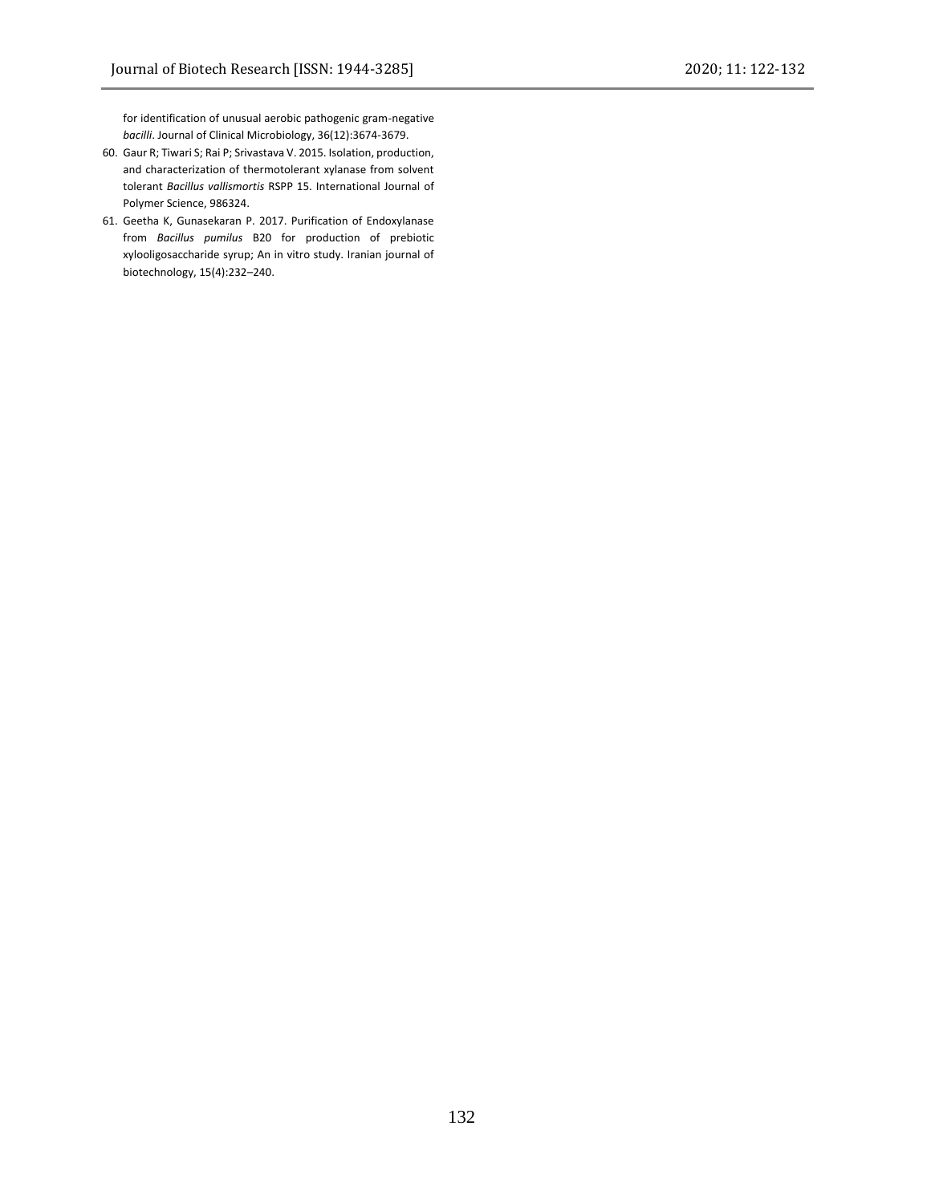for identification of unusual aerobic pathogenic gram-negative *bacilli*. Journal of Clinical Microbiology, 36(12):3674-3679.

60. Gaur R; Tiwari S; Rai P; Srivastava V. 2015. Isolation, production, and characterization of thermotolerant xylanase from solvent tolerant *Bacillus vallismortis* RSPP 15. International Journal of Polymer Science, 986324.
61. Geetha K, Gunasekaran P. 2017. Purification of Endoxylanase from *Bacillus pumilus* B20 for production of prebiotic xylooligosaccharide syrup; An in vitro study. Iranian journal of biotechnology, 15(4):232–240.